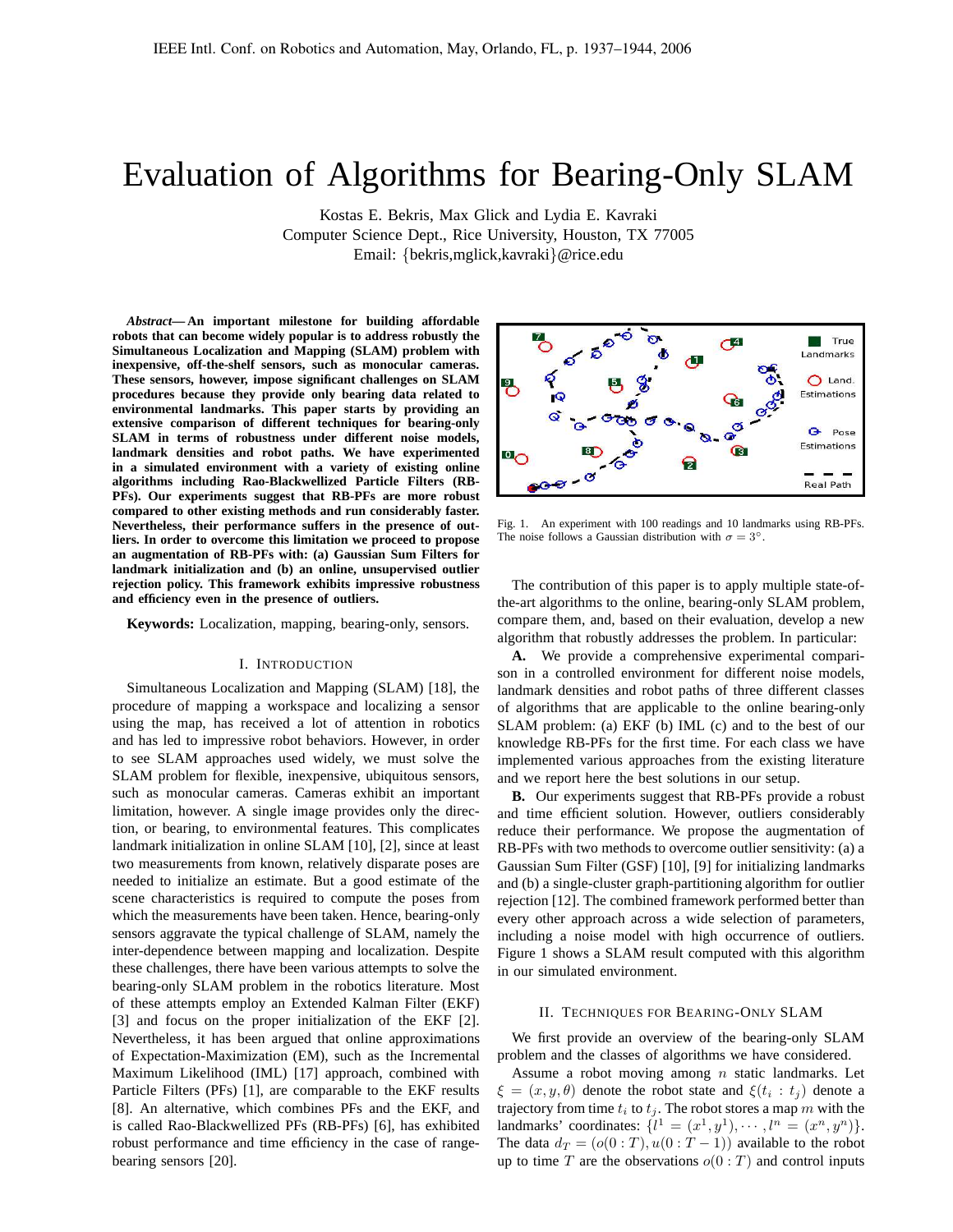# Evaluation of Algorithms for Bearing-Only SLAM

Kostas E. Bekris, Max Glick and Lydia E. Kavraki
Computer Science Dept., Rice University, Houston, TX 77005
Email: {bekris,mglick,kavraki}@rice.edu

***Abstract*— An important milestone for building affordable robots that can become widely popular is to address robustly the Simultaneous Localization and Mapping (SLAM) problem with inexpensive, off-the-shelf sensors, such as monocular cameras. These sensors, however, impose significant challenges on SLAM procedures because they provide only bearing data related to environmental landmarks. This paper starts by providing an extensive comparison of different techniques for bearing-only SLAM in terms of robustness under different noise models, landmark densities and robot paths. We have experimented in a simulated environment with a variety of existing online algorithms including Rao-Blackwellized Particle Filters (RB-PFs). Our experiments suggest that RB-PFs are more robust compared to other existing methods and run considerably faster. Nevertheless, their performance suffers in the presence of outliers. In order to overcome this limitation we proceed to propose an augmentation of RB-PFs with: (a) Gaussian Sum Filters for landmark initialization and (b) an online, unsupervised outlier rejection policy. This framework exhibits impressive robustness and efficiency even in the presence of outliers.**

**Keywords:** Localization, mapping, bearing-only, sensors.

## I. Introduction

Simultaneous Localization and Mapping (SLAM) [18], the procedure of mapping a workspace and localizing a sensor using the map, has received a lot of attention in robotics and has led to impressive robot behaviors. However, in order to see SLAM approaches used widely, we must solve the SLAM problem for flexible, inexpensive, ubiquitous sensors, such as monocular cameras. Cameras exhibit an important limitation, however. A single image provides only the direction, or bearing, to environmental features. This complicates landmark initialization in online SLAM [10], [2], since at least two measurements from known, relatively disparate poses are needed to initialize an estimate. But a good estimate of the scene characteristics is required to compute the poses from which the measurements have been taken. Hence, bearing-only sensors aggravate the typical challenge of SLAM, namely the inter-dependence between mapping and localization. Despite these challenges, there have been various attempts to solve the bearing-only SLAM problem in the robotics literature. Most of these attempts employ an Extended Kalman Filter (EKF) [3] and focus on the proper initialization of the EKF [2]. Nevertheless, it has been argued that online approximations of Expectation-Maximization (EM), such as the Incremental Maximum Likelihood (IML) [17] approach, combined with Particle Filters (PFs) [1], are comparable to the EKF results [8]. An alternative, which combines PFs and the EKF, and is called Rao-Blackwellized PFs (RB-PFs) [6], has exhibited robust performance and time efficiency in the case of range-bearing sensors [20].

True Landmarks
Land. Estimations
Pose Estimations
Real Path
7
9
0
8
5
1
4
6
3
2

Fig. 1. An experiment with 100 readings and 10 landmarks using RB-PFs. The noise follows a Gaussian distribution with $\sigma = 3°$.

The contribution of this paper is to apply multiple state-of-the-art algorithms to the online, bearing-only SLAM problem, compare them, and, based on their evaluation, develop a new algorithm that robustly addresses the problem. In particular:

**A.** We provide a comprehensive experimental comparison in a controlled environment for different noise models, landmark densities and robot paths of three different classes of algorithms that are applicable to the online bearing-only SLAM problem: (a) EKF (b) IML (c) and to the best of our knowledge RB-PFs for the first time. For each class we have implemented various approaches from the existing literature and we report here the best solutions in our setup.

**B.** Our experiments suggest that RB-PFs provide a robust and time efficient solution. However, outliers considerably reduce their performance. We propose the augmentation of RB-PFs with two methods to overcome outlier sensitivity: (a) a Gaussian Sum Filter (GSF) [10], [9] for initializing landmarks and (b) a single-cluster graph-partitioning algorithm for outlier rejection [12]. The combined framework performed better than every other approach across a wide selection of parameters, including a noise model with high occurrence of outliers. Figure 1 shows a SLAM result computed with this algorithm in our simulated environment.

## II. Techniques for Bearing-Only SLAM

We first provide an overview of the bearing-only SLAM problem and the classes of algorithms we have considered.

Assume a robot moving among $n$ static landmarks. Let $\xi = (x, y, \theta)$ denote the robot state and $\xi(t_i : t_j)$ denote a trajectory from time $t_i$ to $t_j$. The robot stores a map $m$ with the landmarks' coordinates: $\{l^1 = (x^1, y^1), \cdots, l^n = (x^n, y^n)\}$. The data $d_T = (o(0:T), u(0:T-1))$ available to the robot up to time $T$ are the observations $o(0:T)$ and control inputs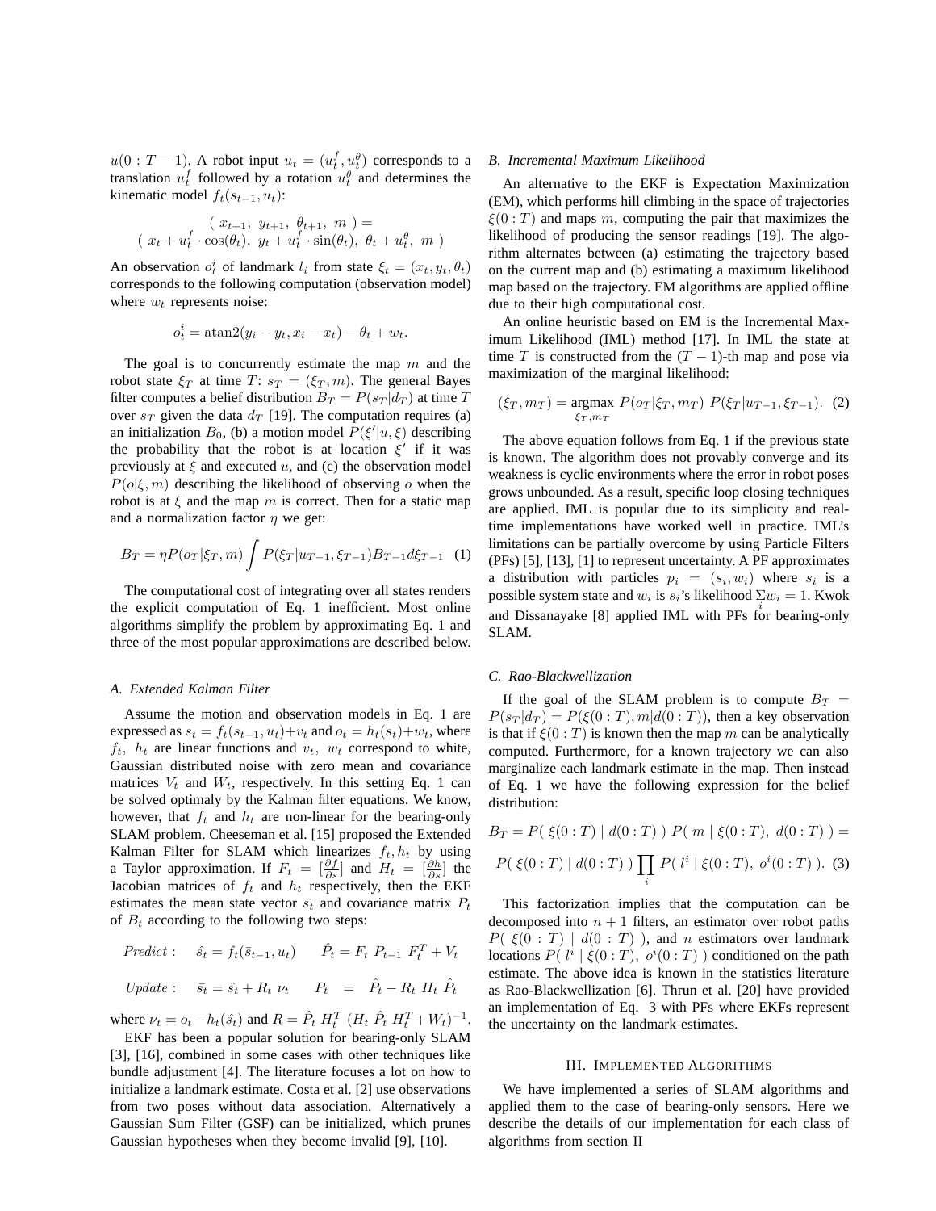$u(0:T-1)$. A robot input $u_t = (u_t^f, u_t^\theta)$ corresponds to a translation $u_t^f$ followed by a rotation $u_t^\theta$ and determines the kinematic model $f_t(s_{t-1}, u_t)$:

$$( \ x_{t+1}, \ y_{t+1}, \ \theta_{t+1}, \ m \ ) =$$
$$( \ x_t + u_t^f \cdot \cos(\theta_t), \ y_t + u_t^f \cdot \sin(\theta_t), \ \theta_t + u_t^\theta, \ m \ )$$

An observation $o_t^i$ of landmark $l_i$ from state $\xi_t = (x_t, y_t, \theta_t)$ corresponds to the following computation (observation model) where $w_t$ represents noise:

$$o_t^i = \mathrm{atan2}(y_i - y_t, x_i - x_t) - \theta_t + w_t.$$

The goal is to concurrently estimate the map $m$ and the robot state $\xi_T$ at time $T$: $s_T = (\xi_T, m)$. The general Bayes filter computes a belief distribution $B_T = P(s_T|d_T)$ at time $T$ over $s_T$ given the data $d_T$ [19]. The computation requires (a) an initialization $B_0$, (b) a motion model $P(\xi'|u, \xi)$ describing the probability that the robot is at location $\xi'$ if it was previously at $\xi$ and executed $u$, and (c) the observation model $P(o|\xi, m)$ describing the likelihood of observing $o$ when the robot is at $\xi$ and the map $m$ is correct. Then for a static map and a normalization factor $\eta$ we get:

$$B_T = \eta P(o_T|\xi_T, m) \int P(\xi_T|u_{T-1}, \xi_{T-1}) B_{T-1} d\xi_{T-1} \quad (1)$$

The computational cost of integrating over all states renders the explicit computation of Eq. 1 inefficient. Most online algorithms simplify the problem by approximating Eq. 1 and three of the most popular approximations are described below.

### A. Extended Kalman Filter

Assume the motion and observation models in Eq. 1 are expressed as $s_t = f_t(s_{t-1}, u_t) + v_t$ and $o_t = h_t(s_t) + w_t$, where $f_t, \ h_t$ are linear functions and $v_t, \ w_t$ correspond to white, Gaussian distributed noise with zero mean and covariance matrices $V_t$ and $W_t$, respectively. In this setting Eq. 1 can be solved optimaly by the Kalman filter equations. We know, however, that $f_t$ and $h_t$ are non-linear for the bearing-only SLAM problem. Cheeseman et al. [15] proposed the Extended Kalman Filter for SLAM which linearizes $f_t, h_t$ by using a Taylor approximation. If $F_t = [\frac{\partial f}{\partial s}]$ and $H_t = [\frac{\partial h}{\partial s}]$ the Jacobian matrices of $f_t$ and $h_t$ respectively, then the EKF estimates the mean state vector $\bar{s_t}$ and covariance matrix $P_t$ of $B_t$ according to the following two steps:

$$Predict: \quad \hat{s_t} = f_t(\bar{s}_{t-1}, u_t) \qquad \hat{P}_t = F_t \ P_{t-1} \ F_t^T + V_t$$

$$Update: \quad \bar{s_t} = \hat{s_t} + R_t \ \nu_t \qquad P_t \ = \ \hat{P}_t - R_t \ H_t \ \hat{P}_t$$

where $\nu_t = o_t - h_t(\hat{s_t})$ and $R = \hat{P}_t \ H_t^T \ (H_t \ \hat{P}_t \ H_t^T + W_t)^{-1}$.

EKF has been a popular solution for bearing-only SLAM [3], [16], combined in some cases with other techniques like bundle adjustment [4]. The literature focuses a lot on how to initialize a landmark estimate. Costa et al. [2] use observations from two poses without data association. Alternatively a Gaussian Sum Filter (GSF) can be initialized, which prunes Gaussian hypotheses when they become invalid [9], [10].

### B. Incremental Maximum Likelihood

An alternative to the EKF is Expectation Maximization (EM), which performs hill climbing in the space of trajectories $\xi(0:T)$ and maps $m$, computing the pair that maximizes the likelihood of producing the sensor readings [19]. The algorithm alternates between (a) estimating the trajectory based on the current map and (b) estimating a maximum likelihood map based on the trajectory. EM algorithms are applied offline due to their high computational cost.

An online heuristic based on EM is the Incremental Maximum Likelihood (IML) method [17]. In IML the state at time $T$ is constructed from the $(T-1)$-th map and pose via maximization of the marginal likelihood:

$$(\xi_T, m_T) = \operatorname*{argmax}_{\xi_T, m_T} P(o_T|\xi_T, m_T) \ P(\xi_T|u_{T-1}, \xi_{T-1}). \quad (2)$$

The above equation follows from Eq. 1 if the previous state is known. The algorithm does not provably converge and its weakness is cyclic environments where the error in robot poses grows unbounded. As a result, specific loop closing techniques are applied. IML is popular due to its simplicity and real-time implementations have worked well in practice. IML's limitations can be partially overcome by using Particle Filters (PFs) [5], [13], [1] to represent uncertainty. A PF approximates a distribution with particles $p_i = (s_i, w_i)$ where $s_i$ is a possible system state and $w_i$ is $s_i$'s likelihood $\sum_i w_i = 1$. Kwok and Dissanayake [8] applied IML with PFs for bearing-only SLAM.

### C. Rao-Blackwellization

If the goal of the SLAM problem is to compute $B_T = P(s_T|d_T) = P(\xi(0:T), m|d(0:T))$, then a key observation is that if $\xi(0:T)$ is known then the map $m$ can be analytically computed. Furthermore, for a known trajectory we can also marginalize each landmark estimate in the map. Then instead of Eq. 1 we have the following expression for the belief distribution:

$$B_T = P( \ \xi(0:T) \mid d(0:T) \ ) \ P( \ m \mid \xi(0:T), \ d(0:T) \ ) =$$

$$P( \ \xi(0:T) \mid d(0:T) \ ) \prod_i P( \ l^i \mid \xi(0:T), \ o^i(0:T) \ ). \quad (3)$$

This factorization implies that the computation can be decomposed into $n+1$ filters, an estimator over robot paths $P( \ \xi(0:T) \mid d(0:T) \ )$, and $n$ estimators over landmark locations $P( \ l^i \mid \xi(0:T), \ o^i(0:T) \ )$ conditioned on the path estimate. The above idea is known in the statistics literature as Rao-Blackwellization [6]. Thrun et al. [20] have provided an implementation of Eq. 3 with PFs where EKFs represent the uncertainty on the landmark estimates.

## III. Implemented Algorithms

We have implemented a series of SLAM algorithms and applied them to the case of bearing-only sensors. Here we describe the details of our implementation for each class of algorithms from section II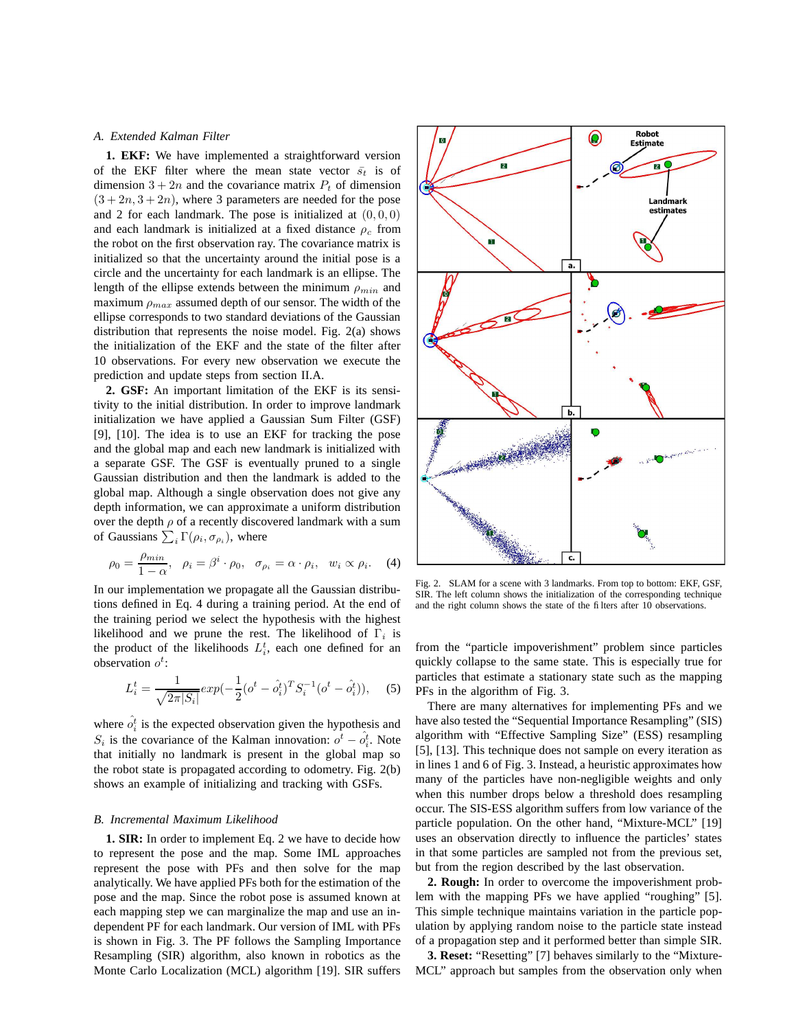### A. Extended Kalman Filter

**1. EKF:** We have implemented a straightforward version of the EKF filter where the mean state vector $\bar{s}_t$ is of dimension $3+2n$ and the covariance matrix $P_t$ of dimension $(3+2n, 3+2n)$, where 3 parameters are needed for the pose and 2 for each landmark. The pose is initialized at $(0,0,0)$ and each landmark is initialized at a fixed distance $\rho_c$ from the robot on the first observation ray. The covariance matrix is initialized so that the uncertainty around the initial pose is a circle and the uncertainty for each landmark is an ellipse. The length of the ellipse extends between the minimum $\rho_{min}$ and maximum $\rho_{max}$ assumed depth of our sensor. The width of the ellipse corresponds to two standard deviations of the Gaussian distribution that represents the noise model. Fig. 2(a) shows the initialization of the EKF and the state of the filter after 10 observations. For every new observation we execute the prediction and update steps from section II.A.

**2. GSF:** An important limitation of the EKF is its sensitivity to the initial distribution. In order to improve landmark initialization we have applied a Gaussian Sum Filter (GSF) [9], [10]. The idea is to use an EKF for tracking the pose and the global map and each new landmark is initialized with a separate GSF. The GSF is eventually pruned to a single Gaussian distribution and then the landmark is added to the global map. Although a single observation does not give any depth information, we can approximate a uniform distribution over the depth $\rho$ of a recently discovered landmark with a sum of Gaussians $\sum_i \Gamma(\rho_i, \sigma_{\rho_i})$, where

$$\rho_0 = \frac{\rho_{min}}{1-\alpha}, \quad \rho_i = \beta^i \cdot \rho_0, \quad \sigma_{\rho_i} = \alpha \cdot \rho_i, \quad w_i \propto \rho_i. \tag{4}$$

In our implementation we propagate all the Gaussian distributions defined in Eq. 4 during a training period. At the end of the training period we select the hypothesis with the highest likelihood and we prune the rest. The likelihood of $\Gamma_i$ is the product of the likelihoods $L_i^t$, each one defined for an observation $o^t$:

$$L_i^t = \frac{1}{\sqrt{2\pi|S_i|}} exp(-\frac{1}{2}(o^t - \hat{o}_i^t)^T S_i^{-1}(o^t - \hat{o}_i^t)), \tag{5}$$

where $\hat{o}_i^t$ is the expected observation given the hypothesis and $S_i$ is the covariance of the Kalman innovation: $o^t - \hat{o}_i^t$. Note that initially no landmark is present in the global map so the robot state is propagated according to odometry. Fig. 2(b) shows an example of initializing and tracking with GSFs.

### B. Incremental Maximum Likelihood

**1. SIR:** In order to implement Eq. 2 we have to decide how to represent the pose and the map. Some IML approaches represent the pose with PFs and then solve for the map analytically. We have applied PFs both for the estimation of the pose and the map. Since the robot pose is assumed known at each mapping step we can marginalize the map and use an independent PF for each landmark. Our version of IML with PFs is shown in Fig. 3. The PF follows the Sampling Importance Resampling (SIR) algorithm, also known in robotics as the Monte Carlo Localization (MCL) algorithm [19]. SIR suffers from the "particle impoverishment" problem since particles quickly collapse to the same state. This is especially true for particles that estimate a stationary state such as the mapping PFs in the algorithm of Fig. 3.

Fig. 2. SLAM for a scene with 3 landmarks. From top to bottom: EKF, GSF, SIR. The left column shows the initialization of the corresponding technique and the right column shows the state of the filters after 10 observations.

There are many alternatives for implementing PFs and we have also tested the "Sequential Importance Resampling" (SIS) algorithm with "Effective Sampling Size" (ESS) resampling [5], [13]. This technique does not sample on every iteration as in lines 1 and 6 of Fig. 3. Instead, a heuristic approximates how many of the particles have non-negligible weights and only when this number drops below a threshold does resampling occur. The SIS-ESS algorithm suffers from low variance of the particle population. On the other hand, "Mixture-MCL" [19] uses an observation directly to influence the particles' states in that some particles are sampled not from the previous set, but from the region described by the last observation.

**2. Rough:** In order to overcome the impoverishment problem with the mapping PFs we have applied "roughing" [5]. This simple technique maintains variation in the particle population by applying random noise to the particle state instead of a propagation step and it performed better than simple SIR.

**3. Reset:** "Resetting" [7] behaves similarly to the "Mixture-MCL" approach but samples from the observation only when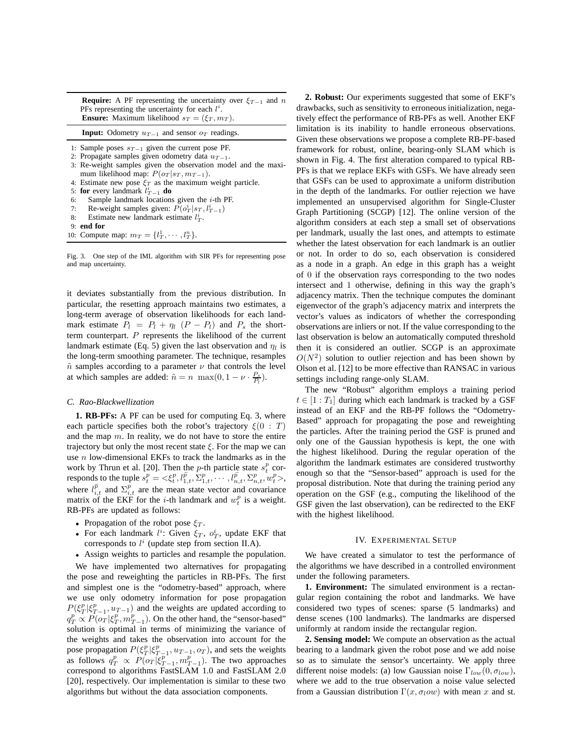**Require:** A PF representing the uncertainty over $\xi_{T-1}$ and $n$ PFs representing the uncertainty for each $l^i$.
**Ensure:** Maximum likelihood $s_T = (\xi_T, m_T)$.

**Input:** Odometry $u_{T-1}$ and sensor $o_T$ readings.

1: Sample poses $s_{T-1}$ given the current pose PF.
2: Propagate samples given odometry data $u_{T-1}$.
3: Re-weight samples given the observation model and the maximum likelihood map: $P(o_T|s_T, m_{T-1})$.
4: Estimate new pose $\xi_T$ as the maximum weight particle.
5: **for** every landmark $l^i_{T-1}$ **do**
6: Sample landmark locations given the $i$-th PF.
7: Re-weight samples given: $P(o^i_T|s_T, l^i_{T-1})$
8: Estimate new landmark estimate $l^i_T$.
9: **end for**
10: Compute map: $m_T = \{l^1_T, \cdots, l^n_T\}$.

Fig. 3. One step of the IML algorithm with SIR PFs for representing pose and map uncertainty.

it deviates substantially from the previous distribution. In particular, the resetting approach maintains two estimates, a long-term average of observation likelihoods for each landmark estimate $P_l = P_l + \eta_l \ (P - P_l)$ and $P_s$ the short-term counterpart. $P$ represents the likelihood of the current landmark estimate (Eq. 5) given the last observation and $\eta_l$ is the long-term smoothing parameter. The technique, resamples $\tilde{n}$ samples according to a parameter $\nu$ that controls the level at which samples are added: $\tilde{n} = n \ \max(0, 1 - \nu \cdot \frac{P_s}{P_l})$.

### C. Rao-Blackwellization

**1. RB-PFs:** A PF can be used for computing Eq. 3, where each particle specifies both the robot's trajectory $\xi(0 : T)$ and the map $m$. In reality, we do not have to store the entire trajectory but only the most recent state $\xi$. For the map we can use $n$ low-dimensional EKFs to track the landmarks as in the work by Thrun et al. [20]. Then the $p$-th particle state $s^p_t$ corresponds to the tuple $s^p_t = <\xi^p_t, l^{\bar{p}}_{1,t}, \Sigma^p_{1,t}, \cdots, l^{\bar{p}}_{n,t}, \Sigma^p_{n,t}, w^p_t>$, where $l^{\bar{p}}_{i,t}$ and $\Sigma^p_{i,t}$ are the mean state vector and covariance matrix of the EKF for the $i$-th landmark and $w^p_t$ is a weight. RB-PFs are updated as follows:

- Propagation of the robot pose $\xi_T$.
- For each landmark $l^i$: Given $\xi_T$, $o^i_T$, update EKF that corresponds to $l^i$ (update step from section II.A).
- Assign weights to particles and resample the population.

We have implemented two alternatives for propagating the pose and reweighting the particles in RB-PFs. The first and simplest one is the "odometry-based" approach, where we use only odometry information for pose propagation $P(\xi^p_T|\xi^p_{T-1}, u_{T-1})$ and the weights are updated according to $q^p_T \propto P(o_T|\xi^p_T, m^p_{T-1})$. On the other hand, the "sensor-based" solution is optimal in terms of minimizing the variance of the weights and takes the observation into account for the pose propagation $P(\xi^p_T|\xi^p_{T-1}, u_{T-1}, o_T)$, and sets the weights as follows $q^p_T \propto P(o_T|\xi^p_{T-1}, m^p_{T-1})$. The two approaches correspond to algorithms FastSLAM 1.0 and FastSLAM 2.0 [20], respectively. Our implementation is similar to these two algorithms but without the data association components.

**2. Robust:** Our experiments suggested that some of EKF's drawbacks, such as sensitivity to erroneous initialization, negatively effect the performance of RB-PFs as well. Another EKF limitation is its inability to handle erroneous observations. Given these observations we propose a complete RB-PF-based framework for robust, online, bearing-only SLAM which is shown in Fig. 4. The first alteration compared to typical RB-PFs is that we replace EKFs with GSFs. We have already seen that GSFs can be used to approximate a uniform distribution in the depth of the landmarks. For outlier rejection we have implemented an unsupervised algorithm for Single-Cluster Graph Partitioning (SCGP) [12]. The online version of the algorithm considers at each step a small set of observations per landmark, usually the last ones, and attempts to estimate whether the latest observation for each landmark is an outlier or not. In order to do so, each observation is considered as a node in a graph. An edge in this graph has a weight of $0$ if the observation rays corresponding to the two nodes intersect and $1$ otherwise, defining in this way the graph's adjacency matrix. Then the technique computes the dominant eigenvector of the graph's adjacency matrix and interprets the vector's values as indicators of whether the corresponding observations are inliers or not. If the value corresponding to the last observation is below an automatically computed threshold then it is considered an outlier. SCGP is an approximate $O(N^2)$ solution to outlier rejection and has been shown by Olson et al. [12] to be more effective than RANSAC in various settings including range-only SLAM.

The new "Robust" algorithm employs a training period $t \in [1 : T_1]$ during which each landmark is tracked by a GSF instead of an EKF and the RB-PF follows the "Odometry-Based" approach for propagating the pose and reweighting the particles. After the training period the GSF is pruned and only one of the Gaussian hypothesis is kept, the one with the highest likelihood. During the regular operation of the algorithm the landmark estimates are considered trustworthy enough so that the "Sensor-based" approach is used for the proposal distribution. Note that during the training period any operation on the GSF (e.g., computing the likelihood of the GSF given the last observation), can be redirected to the EKF with the highest likelihood.

## IV. Experimental Setup

We have created a simulator to test the performance of the algorithms we have described in a controlled environment under the following parameters.

**1. Environment:** The simulated environment is a rectangular region containing the robot and landmarks. We have considered two types of scenes: sparse (5 landmarks) and dense scenes (100 landmarks). The landmarks are dispersed uniformly at random inside the rectangular region.

**2. Sensing model:** We compute an observation as the actual bearing to a landmark given the robot pose and we add noise so as to simulate the sensor's uncertainty. We apply three different noise models: (a) low Gaussian noise $\Gamma_{low}(0, \sigma_{low})$, where we add to the true observation a noise value selected from a Gaussian distribution $\Gamma(x, \sigma_l ow)$ with mean $x$ and st.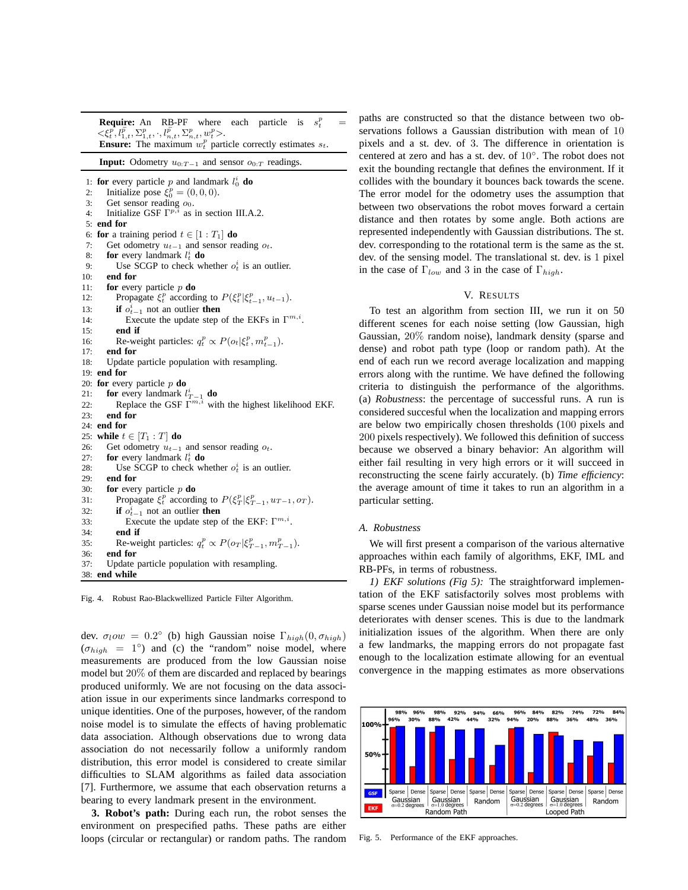**Require:** An RB-PF where each particle is $s_t^p = <\xi_t^p, l_{1,t}^{\bar{p}}, \Sigma_{1,t}^p, \cdot, l_{n,t}^{\bar{p}}, \Sigma_{n,t}^p, w_t^p>$.
**Ensure:** The maximum $w_t^p$ particle correctly estimates $s_t$.

**Input:** Odometry $u_{0:T-1}$ and sensor $o_{0:T}$ readings.

```
1: for every particle p and landmark l_0^i do
2:   Initialize pose ξ_0^p = (0, 0, 0).
3:   Get sensor reading o_0.
4:   Initialize GSF Γ^{p,i} as in section III.A.2.
5: end for
6: for a training period t ∈ [1 : T_1] do
7:   Get odometry u_{t-1} and sensor reading o_t.
8:   for every landmark l_t^i do
9:     Use SCGP to check whether o_t^i is an outlier.
10:  end for
11:  for every particle p do
12:    Propagate ξ_t^p according to P(ξ_t^p | ξ_{t-1}^p, u_{t-1}).
13:    if o_{t-1}^i not an outlier then
14:      Execute the update step of the EKFs in Γ^{m,i}.
15:    end if
16:    Re-weight particles: q_t^p ∝ P(o_t | ξ_t^p, m_{t-1}^p).
17:  end for
18:  Update particle population with resampling.
19: end for
20: for every particle p do
21:   for every landmark l_{T-1}^i do
22:     Replace the GSF Γ^{m,i} with the highest likelihood EKF.
23:   end for
24: end for
25: while t ∈ [T_1 : T] do
26:   Get odometry u_{t-1} and sensor reading o_t.
27:   for every landmark l_t^i do
28:     Use SCGP to check whether o_t^i is an outlier.
29:   end for
30:   for every particle p do
31:     Propagate ξ_t^p according to P(ξ_T^p | ξ_{T-1}^p, u_{T-1}, o_T).
32:     if o_{t-1}^i not an outlier then
33:       Execute the update step of the EKF: Γ^{m,i}.
34:     end if
35:     Re-weight particles: q_t^p ∝ P(o_T | ξ_{T-1}^p, m_{T-1}^p).
36:   end for
37:   Update particle population with resampling.
38: end while
```

Fig. 4. Robust Rao-Blackwellized Particle Filter Algorithm.

dev. $\sigma_low = 0.2°$ (b) high Gaussian noise $\Gamma_{high}(0, \sigma_{high})$ ($\sigma_{high} = 1°$) and (c) the "random" noise model, where measurements are produced from the low Gaussian noise model but 20% of them are discarded and replaced by bearings produced uniformly. We are not focusing on the data association issue in our experiments since landmarks correspond to unique identities. One of the purposes, however, of the random noise model is to simulate the effects of having problematic data association. Although observations due to wrong data association do not necessarily follow a uniformly random distribution, this error model is considered to create similar difficulties to SLAM algorithms as failed data association [7]. Furthermore, we assume that each observation returns a bearing to every landmark present in the environment.

**3. Robot's path:** During each run, the robot senses the environment on prespecified paths. These paths are either loops (circular or rectangular) or random paths. The random paths are constructed so that the distance between two observations follows a Gaussian distribution with mean of 10 pixels and a st. dev. of 3. The difference in orientation is centered at zero and has a st. dev. of 10°. The robot does not exit the bounding rectangle that defines the environment. If it collides with the boundary it bounces back towards the scene. The error model for the odometry uses the assumption that between two observations the robot moves forward a certain distance and then rotates by some angle. Both actions are represented independently with Gaussian distributions. The st. dev. corresponding to the rotational term is the same as the st. dev. of the sensing model. The translational st. dev. is 1 pixel in the case of $\Gamma_{low}$ and 3 in the case of $\Gamma_{high}$.

## V. Results

To test an algorithm from section III, we run it on 50 different scenes for each noise setting (low Gaussian, high Gaussian, 20% random noise), landmark density (sparse and dense) and robot path type (loop or random path). At the end of each run we record average localization and mapping errors along with the runtime. We have defined the following criteria to distinguish the performance of the algorithms. (a) *Robustness*: the percentage of successful runs. A run is considered succesful when the localization and mapping errors are below two empirically chosen thresholds (100 pixels and 200 pixels respectively). We followed this definition of success because we observed a binary behavior: An algorithm will either fail resulting in very high errors or it will succeed in reconstructing the scene fairly accurately. (b) *Time efficiency*: the average amount of time it takes to run an algorithm in a particular setting.

### A. Robustness

We will first present a comparison of the various alternative approaches within each family of algorithms, EKF, IML and RB-PFs, in terms of robustness.

*1) EKF solutions (Fig 5):* The straightforward implementation of the EKF satisfactorily solves most problems with sparse scenes under Gaussian noise model but its performance deteriorates with denser scenes. This is due to the landmark initialization issues of the algorithm. When there are only a few landmarks, the mapping errors do not propagate fast enough to the localization estimate allowing for an eventual convergence in the mapping estimates as more observations

| | Random Path | | | | | | Looped Path | | | | | |
|---|---|---|---|---|---|---|---|---|---|---|---|---|
| | Gaussian σ=0.2 degrees | | Gaussian σ=1.0 degrees | | Random | | Gaussian σ=0.2 degrees | | Gaussian σ=1.0 degrees | | Random | |
| | Sparse | Dense | Sparse | Dense | Sparse | Dense | Sparse | Dense | Sparse | Dense | Sparse | Dense |
| GSF | 98% | 96% | 98% | 92% | 94% | 66% | 96% | 84% | 82% | 74% | 72% | 84% |
| EKF | 96% | 30% | 88% | 42% | 44% | 32% | 94% | 20% | 88% | 36% | 48% | 36% |

Fig. 5. Performance of the EKF approaches.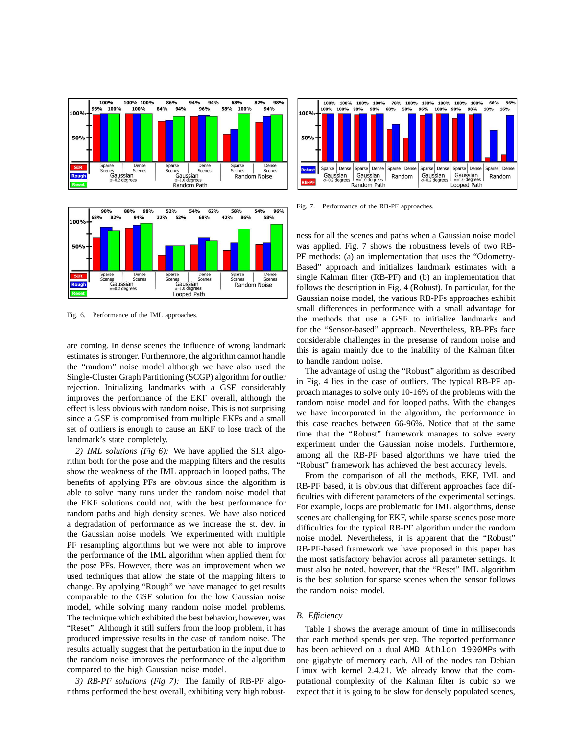Fig. 6. Performance of the IML approaches.

Fig. 7. Performance of the RB-PF approaches.

are coming. In dense scenes the influence of wrong landmark estimates is stronger. Furthermore, the algorithm cannot handle the "random" noise model although we have also used the Single-Cluster Graph Partitioning (SCGP) algorithm for outlier rejection. Initializing landmarks with a GSF considerably improves the performance of the EKF overall, although the effect is less obvious with random noise. This is not surprising since a GSF is compromised from multiple EKFs and a small set of outliers is enough to cause an EKF to lose track of the landmark's state completely.

*2) IML solutions (Fig 6):* We have applied the SIR algorithm both for the pose and the mapping filters and the results show the weakness of the IML approach in looped paths. The benefits of applying PFs are obvious since the algorithm is able to solve many runs under the random noise model that the EKF solutions could not, with the best performance for random paths and high density scenes. We have also noticed a degradation of performance as we increase the st. dev. in the Gaussian noise models. We experimented with multiple PF resampling algorithms but we were not able to improve the performance of the IML algorithm when applied them for the pose PFs. However, there was an improvement when we used techniques that allow the state of the mapping filters to change. By applying "Rough" we have managed to get results comparable to the GSF solution for the low Gaussian noise model, while solving many random noise model problems. The technique which exhibited the best behavior, however, was "Reset". Although it still suffers from the loop problem, it has produced impressive results in the case of random noise. The results actually suggest that the perturbation in the input due to the random noise improves the performance of the algorithm compared to the high Gaussian noise model.

*3) RB-PF solutions (Fig 7):* The family of RB-PF algorithms performed the best overall, exhibiting very high robustness for all the scenes and paths when a Gaussian noise model was applied. Fig. 7 shows the robustness levels of two RB-PF methods: (a) an implementation that uses the "Odometry-Based" approach and initializes landmark estimates with a single Kalman filter (RB-PF) and (b) an implementation that follows the description in Fig. 4 (Robust). In particular, for the Gaussian noise model, the various RB-PFs approaches exhibit small differences in performance with a small advantage for the methods that use a GSF to initialize landmarks and for the "Sensor-based" approach. Nevertheless, RB-PFs face considerable challenges in the presense of random noise and this is again mainly due to the inability of the Kalman filter to handle random noise.

The advantage of using the "Robust" algorithm as described in Fig. 4 lies in the case of outliers. The typical RB-PF approach manages to solve only 10-16% of the problems with the random noise model and for looped paths. With the changes we have incorporated in the algorithm, the performance in this case reaches between 66-96%. Notice that at the same time that the "Robust" framework manages to solve every experiment under the Gaussian noise models. Furthermore, among all the RB-PF based algorithms we have tried the "Robust" framework has achieved the best accuracy levels.

From the comparison of all the methods, EKF, IML and RB-PF based, it is obvious that different approaches face difficulties with different parameters of the experimental settings. For example, loops are problematic for IML algorithms, dense scenes are challenging for EKF, while sparse scenes pose more difficulties for the typical RB-PF algorithm under the random noise model. Nevertheless, it is apparent that the "Robust" RB-PF-based framework we have proposed in this paper has the most satisfactory behavior across all parameter settings. It must also be noted, however, that the "Reset" IML algorithm is the best solution for sparse scenes when the sensor follows the random noise model.

### *B. Efficiency*

Table I shows the average amount of time in milliseconds that each method spends per step. The reported performance has been achieved on a dual `AMD Athlon 1900MP`s with one gigabyte of memory each. All of the nodes ran Debian Linux with kernel 2.4.21. We already know that the computational complexity of the Kalman filter is cubic so we expect that it is going to be slow for densely populated scenes,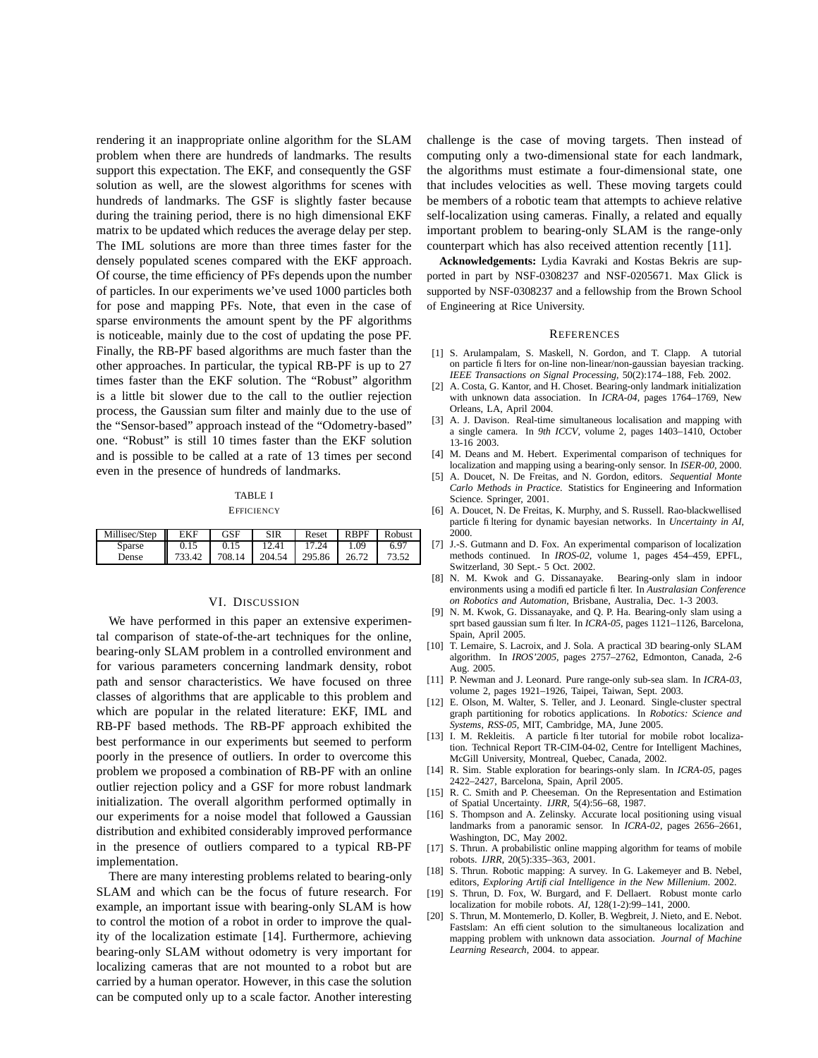rendering it an inappropriate online algorithm for the SLAM problem when there are hundreds of landmarks. The results support this expectation. The EKF, and consequently the GSF solution as well, are the slowest algorithms for scenes with hundreds of landmarks. The GSF is slightly faster because during the training period, there is no high dimensional EKF matrix to be updated which reduces the average delay per step. The IML solutions are more than three times faster for the densely populated scenes compared with the EKF approach. Of course, the time efficiency of PFs depends upon the number of particles. In our experiments we've used 1000 particles both for pose and mapping PFs. Note, that even in the case of sparse environments the amount spent by the PF algorithms is noticeable, mainly due to the cost of updating the pose PF. Finally, the RB-PF based algorithms are much faster than the other approaches. In particular, the typical RB-PF is up to 27 times faster than the EKF solution. The "Robust" algorithm is a little bit slower due to the call to the outlier rejection process, the Gaussian sum filter and mainly due to the use of the "Sensor-based" approach instead of the "Odometry-based" one. "Robust" is still 10 times faster than the EKF solution and is possible to be called at a rate of 13 times per second even in the presence of hundreds of landmarks.

TABLE I
EFFICIENCY

| Millisec/Step | EKF | GSF | SIR | Reset | RBPF | Robust |
|---|---|---|---|---|---|---|
| Sparse | 0.15 | 0.15 | 12.41 | 17.24 | 1.09 | 6.97 |
| Dense | 733.42 | 708.14 | 204.54 | 295.86 | 26.72 | 73.52 |

## VI. Discussion

We have performed in this paper an extensive experimental comparison of state-of-the-art techniques for the online, bearing-only SLAM problem in a controlled environment and for various parameters concerning landmark density, robot path and sensor characteristics. We have focused on three classes of algorithms that are applicable to this problem and which are popular in the related literature: EKF, IML and RB-PF based methods. The RB-PF approach exhibited the best performance in our experiments but seemed to perform poorly in the presence of outliers. In order to overcome this problem we proposed a combination of RB-PF with an online outlier rejection policy and a GSF for more robust landmark initialization. The overall algorithm performed optimally in our experiments for a noise model that followed a Gaussian distribution and exhibited considerably improved performance in the presence of outliers compared to a typical RB-PF implementation.

There are many interesting problems related to bearing-only SLAM and which can be the focus of future research. For example, an important issue with bearing-only SLAM is how to control the motion of a robot in order to improve the quality of the localization estimate [14]. Furthermore, achieving bearing-only SLAM without odometry is very important for localizing cameras that are not mounted to a robot but are carried by a human operator. However, in this case the solution can be computed only up to a scale factor. Another interesting challenge is the case of moving targets. Then instead of computing only a two-dimensional state for each landmark, the algorithms must estimate a four-dimensional state, one that includes velocities as well. These moving targets could be members of a robotic team that attempts to achieve relative self-localization using cameras. Finally, a related and equally important problem to bearing-only SLAM is the range-only counterpart which has also received attention recently [11].

**Acknowledgements:** Lydia Kavraki and Kostas Bekris are supported in part by NSF-0308237 and NSF-0205671. Max Glick is supported by NSF-0308237 and a fellowship from the Brown School of Engineering at Rice University.

## References

[1] S. Arulampalam, S. Maskell, N. Gordon, and T. Clapp. A tutorial on particle filters for on-line non-linear/non-gaussian bayesian tracking. *IEEE Transactions on Signal Processing*, 50(2):174–188, Feb. 2002.

[2] A. Costa, G. Kantor, and H. Choset. Bearing-only landmark initialization with unknown data association. In *ICRA-04*, pages 1764–1769, New Orleans, LA, April 2004.

[3] A. J. Davison. Real-time simultaneous localisation and mapping with a single camera. In *9th ICCV*, volume 2, pages 1403–1410, October 13-16 2003.

[4] M. Deans and M. Hebert. Experimental comparison of techniques for localization and mapping using a bearing-only sensor. In *ISER-00*, 2000.

[5] A. Doucet, N. De Freitas, and N. Gordon, editors. *Sequential Monte Carlo Methods in Practice*. Statistics for Engineering and Information Science. Springer, 2001.

[6] A. Doucet, N. De Freitas, K. Murphy, and S. Russell. Rao-blackwellised particle filtering for dynamic bayesian networks. In *Uncertainty in AI*, 2000.

[7] J.-S. Gutmann and D. Fox. An experimental comparison of localization methods continued. In *IROS-02*, volume 1, pages 454–459, EPFL, Switzerland, 30 Sept.- 5 Oct. 2002.

[8] N. M. Kwok and G. Dissanayake. Bearing-only slam in indoor environments using a modified particle filter. In *Australasian Conference on Robotics and Automation*, Brisbane, Australia, Dec. 1-3 2003.

[9] N. M. Kwok, G. Dissanayake, and Q. P. Ha. Bearing-only slam using a sprt based gaussian sum filter. In *ICRA-05*, pages 1121–1126, Barcelona, Spain, April 2005.

[10] T. Lemaire, S. Lacroix, and J. Sola. A practical 3D bearing-only SLAM algorithm. In *IROS'2005*, pages 2757–2762, Edmonton, Canada, 2-6 Aug. 2005.

[11] P. Newman and J. Leonard. Pure range-only sub-sea slam. In *ICRA-03*, volume 2, pages 1921–1926, Taipei, Taiwan, Sept. 2003.

[12] E. Olson, M. Walter, S. Teller, and J. Leonard. Single-cluster spectral graph partitioning for robotics applications. In *Robotics: Science and Systems, RSS-05*, MIT, Cambridge, MA, June 2005.

[13] I. M. Rekleitis. A particle filter tutorial for mobile robot localization. Technical Report TR-CIM-04-02, Centre for Intelligent Machines, McGill University, Montreal, Quebec, Canada, 2002.

[14] R. Sim. Stable exploration for bearings-only slam. In *ICRA-05*, pages 2422–2427, Barcelona, Spain, April 2005.

[15] R. C. Smith and P. Cheeseman. On the Representation and Estimation of Spatial Uncertainty. *IJRR*, 5(4):56–68, 1987.

[16] S. Thompson and A. Zelinsky. Accurate local positioning using visual landmarks from a panoramic sensor. In *ICRA-02*, pages 2656–2661, Washington, DC, May 2002.

[17] S. Thrun. A probabilistic online mapping algorithm for teams of mobile robots. *IJRR*, 20(5):335–363, 2001.

[18] S. Thrun. Robotic mapping: A survey. In G. Lakemeyer and B. Nebel, editors, *Exploring Artificial Intelligence in the New Millenium*. 2002.

[19] S. Thrun, D. Fox, W. Burgard, and F. Dellaert. Robust monte carlo localization for mobile robots. *AI*, 128(1-2):99–141, 2000.

[20] S. Thrun, M. Montemerlo, D. Koller, B. Wegbreit, J. Nieto, and E. Nebot. Fastslam: An efficient solution to the simultaneous localization and mapping problem with unknown data association. *Journal of Machine Learning Research*, 2004. to appear.